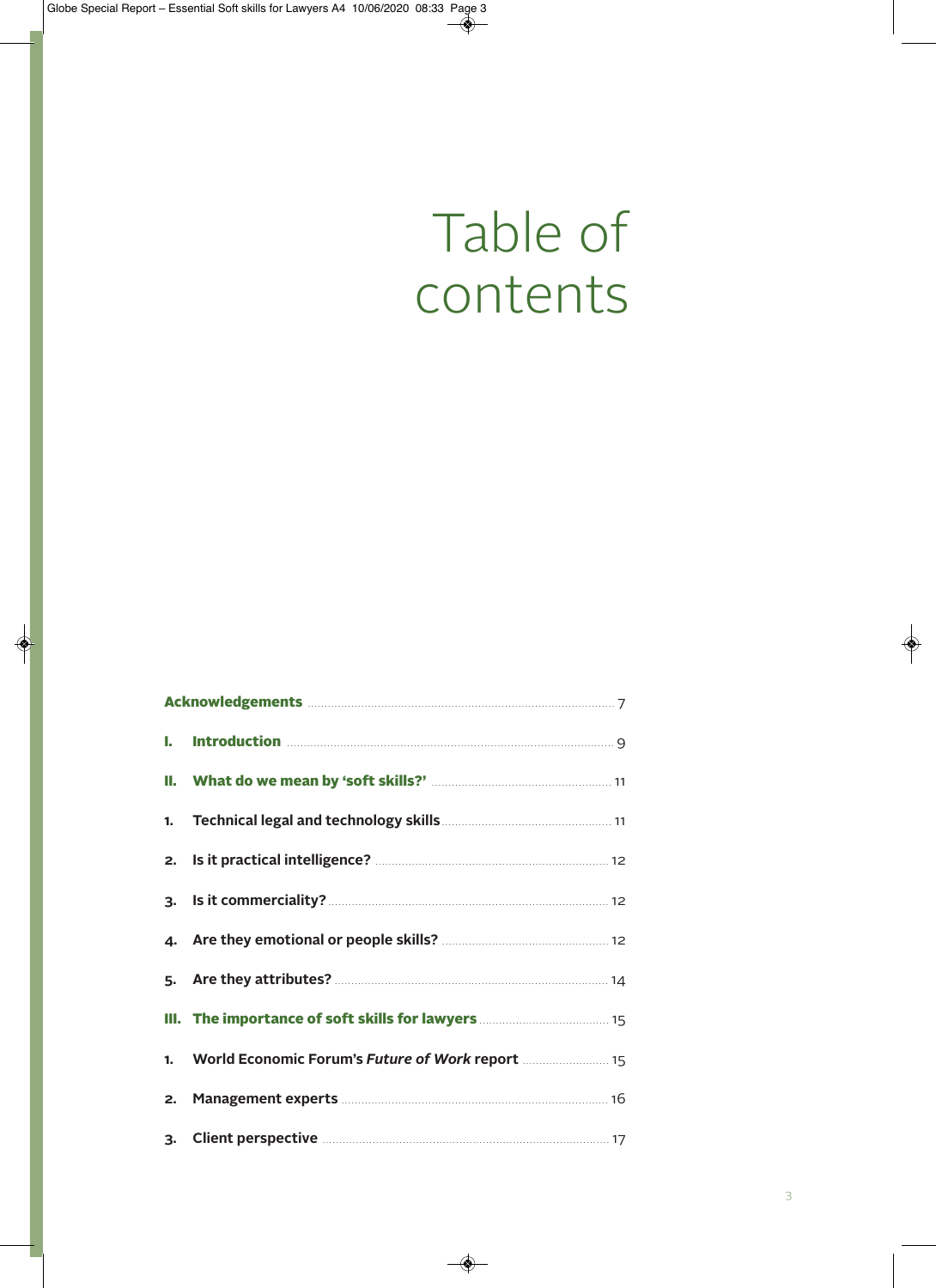# Table of contents

| | | |
|---|---|---|
| **Acknowledgements** | | 7 |
| **I.** | **Introduction** | 9 |
| **II.** | **What do we mean by ‘soft skills?’** | 11 |
| **1.** | **Technical legal and technology skills** | 11 |
| **2.** | **Is it practical intelligence?** | 12 |
| **3.** | **Is it commerciality?** | 12 |
| **4.** | **Are they emotional or people skills?** | 12 |
| **5.** | **Are they attributes?** | 14 |
| **III.** | **The importance of soft skills for lawyers** | 15 |
| **1.** | **World Economic Forum’s *Future of Work* report** | 15 |
| **2.** | **Management experts** | 16 |
| **3.** | **Client perspective** | 17 |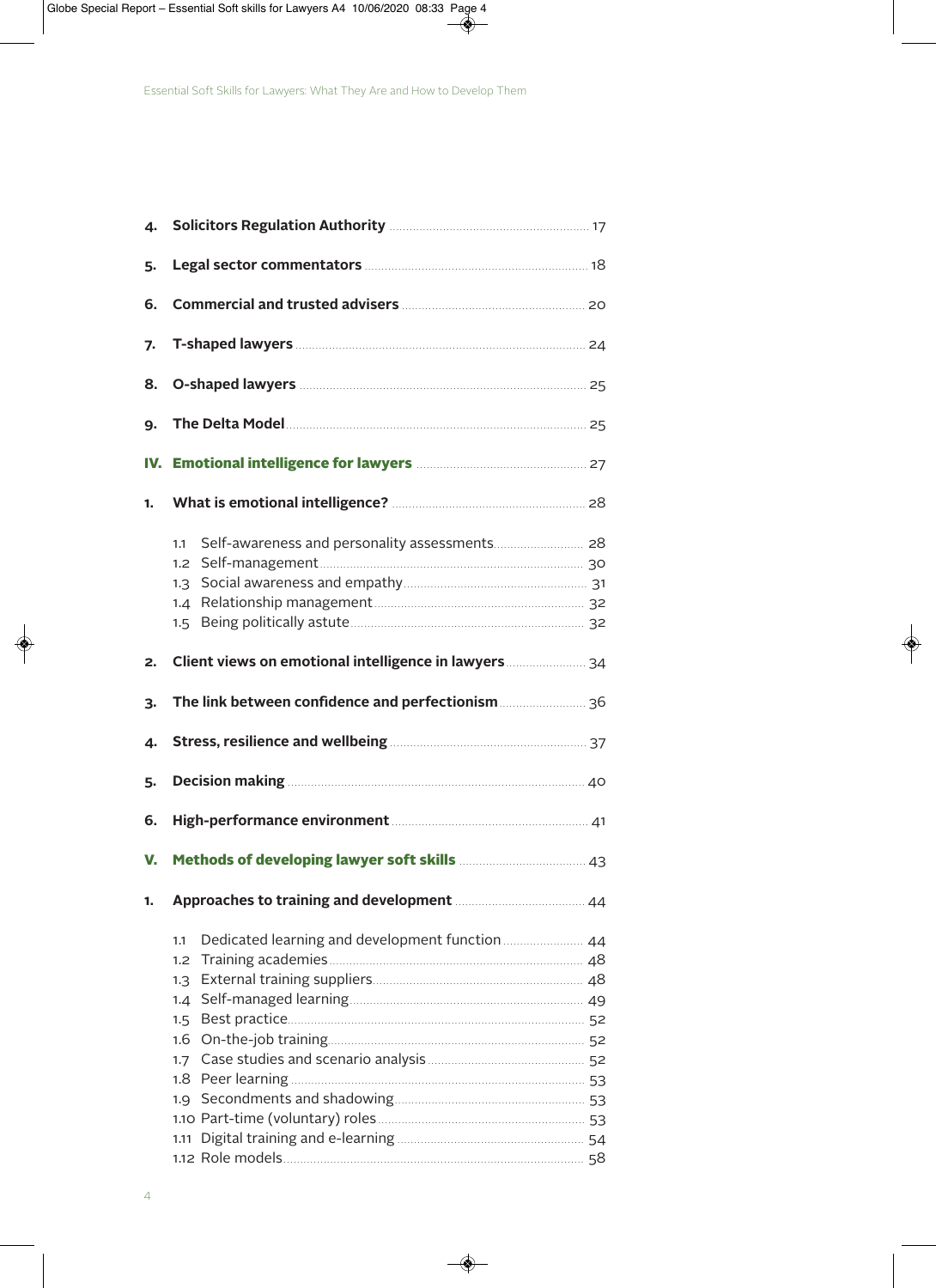4. **Solicitors Regulation Authority** ........ 17

5. **Legal sector commentators** ........ 18

6. **Commercial and trusted advisers** ........ 20

7. **T-shaped lawyers** ........ 24

8. **O-shaped lawyers** ........ 25

9. **The Delta Model** ........ 25

**IV. Emotional intelligence for lawyers** ........ 27

1. **What is emotional intelligence?** ........ 28

    1.1 Self-awareness and personality assessments ........ 28
    1.2 Self-management ........ 30
    1.3 Social awareness and empathy ........ 31
    1.4 Relationship management ........ 32
    1.5 Being politically astute ........ 32

2. **Client views on emotional intelligence in lawyers** ........ 34

3. **The link between confidence and perfectionism** ........ 36

4. **Stress, resilience and wellbeing** ........ 37

5. **Decision making** ........ 40

6. **High-performance environment** ........ 41

**V. Methods of developing lawyer soft skills** ........ 43

1. **Approaches to training and development** ........ 44

    1.1 Dedicated learning and development function ........ 44
    1.2 Training academies ........ 48
    1.3 External training suppliers ........ 48
    1.4 Self-managed learning ........ 49
    1.5 Best practice ........ 52
    1.6 On-the-job training ........ 52
    1.7 Case studies and scenario analysis ........ 52
    1.8 Peer learning ........ 53
    1.9 Secondments and shadowing ........ 53
    1.10 Part-time (voluntary) roles ........ 53
    1.11 Digital training and e-learning ........ 54
    1.12 Role models ........ 58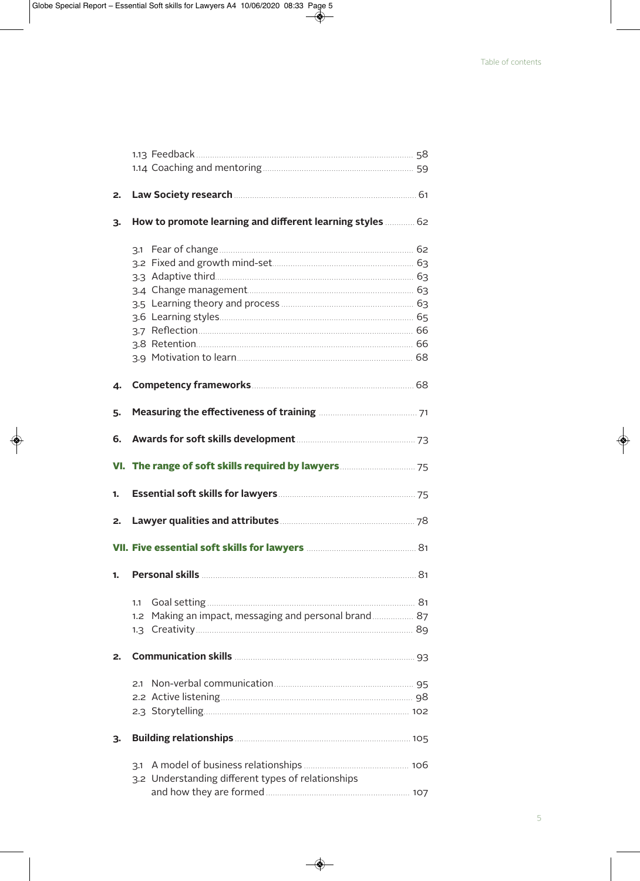1.13 Feedback ..... 58
1.14 Coaching and mentoring ..... 59

**2. Law Society research** ..... 61

**3. How to promote learning and different learning styles** ..... 62

3.1 Fear of change ..... 62
3.2 Fixed and growth mind-set ..... 63
3.3 Adaptive third ..... 63
3.4 Change management ..... 63
3.5 Learning theory and process ..... 63
3.6 Learning styles ..... 65
3.7 Reflection ..... 66
3.8 Retention ..... 66
3.9 Motivation to learn ..... 68

**4. Competency frameworks** ..... 68

**5. Measuring the effectiveness of training** ..... 71

**6. Awards for soft skills development** ..... 73

**VI. The range of soft skills required by lawyers** ..... 75

**1. Essential soft skills for lawyers** ..... 75

**2. Lawyer qualities and attributes** ..... 78

**VII. Five essential soft skills for lawyers** ..... 81

**1. Personal skills** ..... 81

1.1 Goal setting ..... 81
1.2 Making an impact, messaging and personal brand ..... 87
1.3 Creativity ..... 89

**2. Communication skills** ..... 93

2.1 Non-verbal communication ..... 95
2.2 Active listening ..... 98
2.3 Storytelling ..... 102

**3. Building relationships** ..... 105

3.1 A model of business relationships ..... 106
3.2 Understanding different types of relationships and how they are formed ..... 107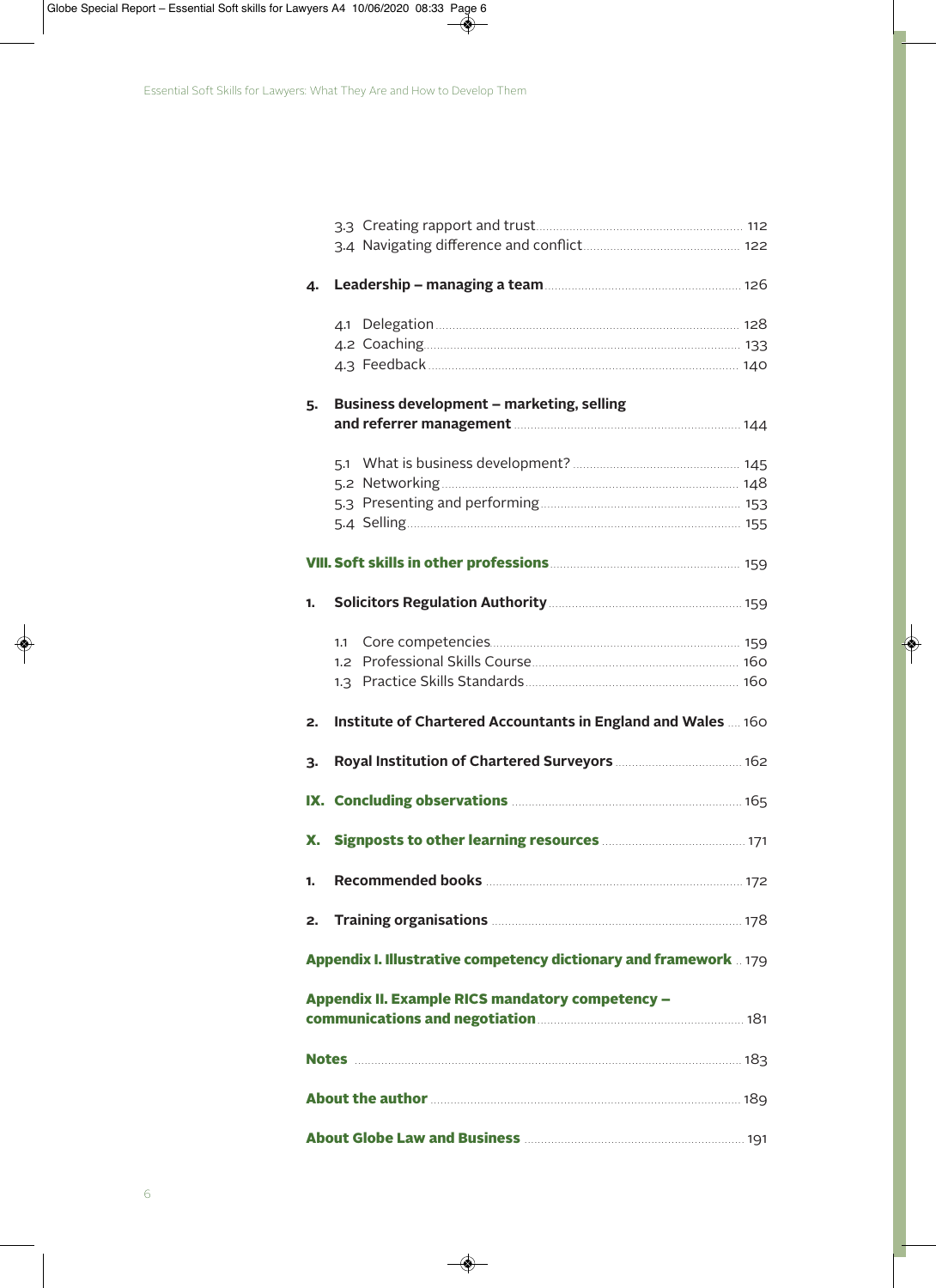3.3 Creating rapport and trust ............ 112
3.4 Navigating difference and conflict ............ 122

**4. Leadership – managing a team** ............ 126

4.1 Delegation ............ 128
4.2 Coaching ............ 133
4.3 Feedback ............ 140

**5. Business development – marketing, selling and referrer management** ............ 144

5.1 What is business development? ............ 145
5.2 Networking ............ 148
5.3 Presenting and performing ............ 153
5.4 Selling ............ 155

**VIII. Soft skills in other professions** ............ 159

**1. Solicitors Regulation Authority** ............ 159

1.1 Core competencies ............ 159
1.2 Professional Skills Course ............ 160
1.3 Practice Skills Standards ............ 160

**2. Institute of Chartered Accountants in England and Wales** ............ 160

**3. Royal Institution of Chartered Surveyors** ............ 162

**IX. Concluding observations** ............ 165

**X. Signposts to other learning resources** ............ 171

**1. Recommended books** ............ 172

**2. Training organisations** ............ 178

**Appendix I. Illustrative competency dictionary and framework** ............ 179

**Appendix II. Example RICS mandatory competency – communications and negotiation** ............ 181

**Notes** ............ 183

**About the author** ............ 189

**About Globe Law and Business** ............ 191